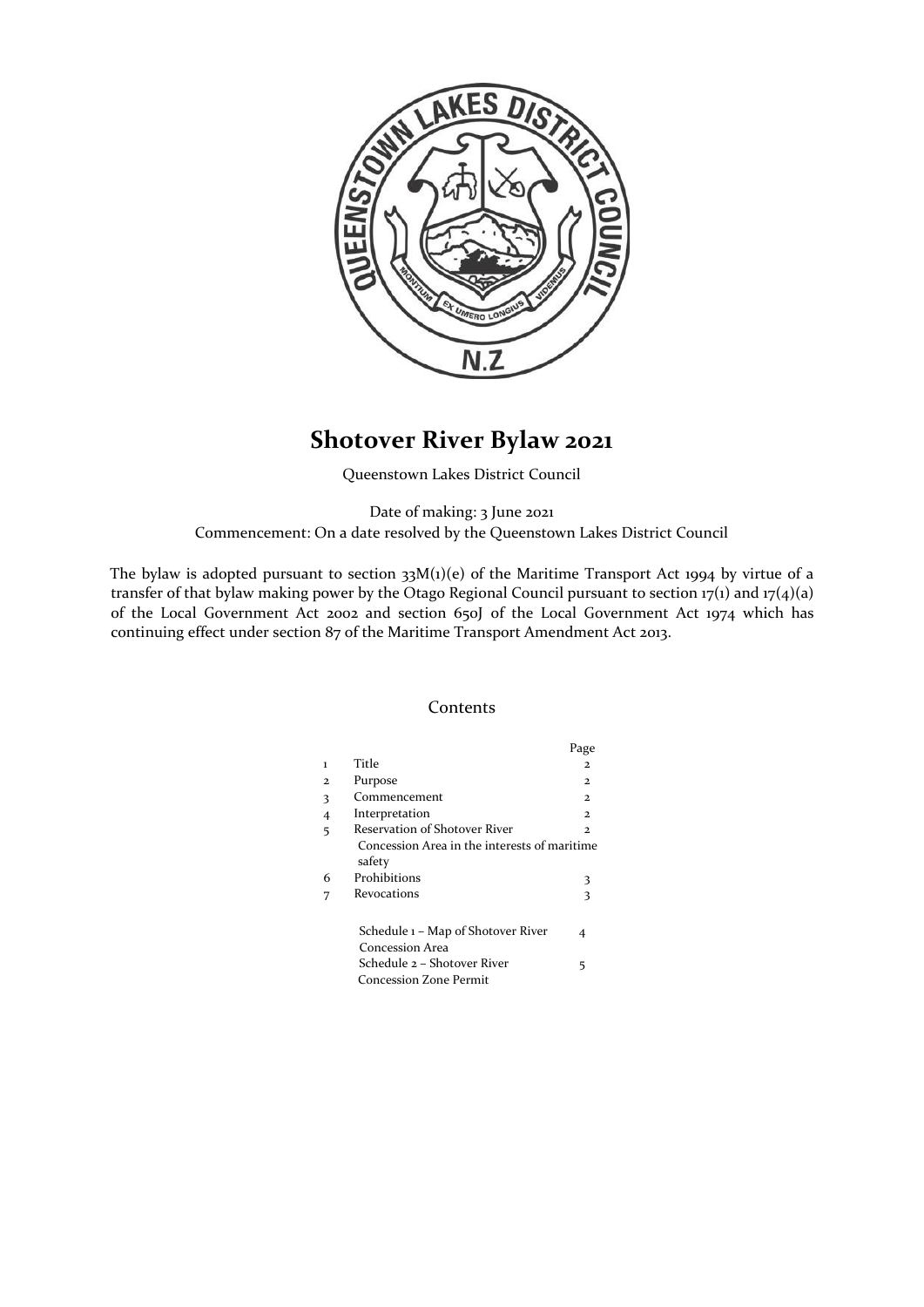# Shotover River Bylaw 2021

Queenstown Lakes District Council

Date of making: 3 June 2021
Commencement: On a date resolved by the Queenstown Lakes District Council

The bylaw is adopted pursuant to section 33M(1)(e) of the Maritime Transport Act 1994 by virtue of a transfer of that bylaw making power by the Otago Regional Council pursuant to section 17(1) and 17(4)(a) of the Local Government Act 2002 and section 650J of the Local Government Act 1974 which has continuing effect under section 87 of the Maritime Transport Amendment Act 2013.

## Contents

| | | Page |
|---|---|---|
| 1 | Title | 2 |
| 2 | Purpose | 2 |
| 3 | Commencement | 2 |
| 4 | Interpretation | 2 |
| 5 | Reservation of Shotover River Concession Area in the interests of maritime safety | 2 |
| 6 | Prohibitions | 3 |
| 7 | Revocations | 3 |
| | Schedule 1 – Map of Shotover River Concession Area | 4 |
| | Schedule 2 – Shotover River Concession Zone Permit | 5 |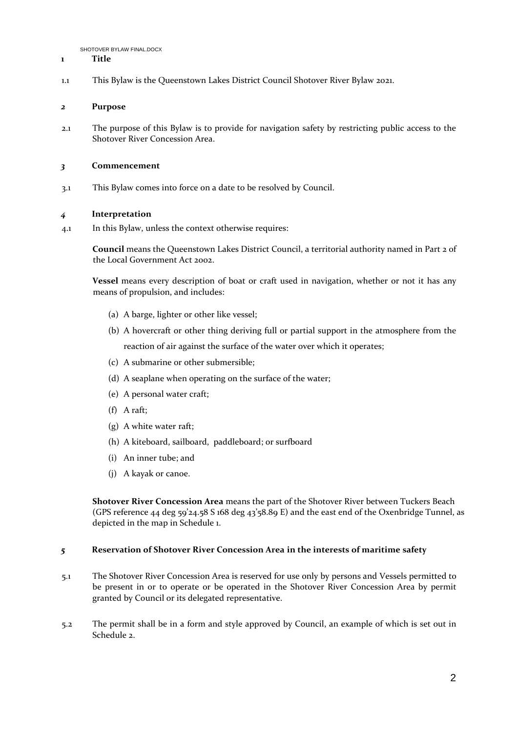## 1 Title

1.1 This Bylaw is the Queenstown Lakes District Council Shotover River Bylaw 2021.

## 2 Purpose

2.1 The purpose of this Bylaw is to provide for navigation safety by restricting public access to the Shotover River Concession Area.

## 3 Commencement

3.1 This Bylaw comes into force on a date to be resolved by Council.

## 4 Interpretation

4.1 In this Bylaw, unless the context otherwise requires:

**Council** means the Queenstown Lakes District Council, a territorial authority named in Part 2 of the Local Government Act 2002.

**Vessel** means every description of boat or craft used in navigation, whether or not it has any means of propulsion, and includes:

(a) A barge, lighter or other like vessel;

(b) A hovercraft or other thing deriving full or partial support in the atmosphere from the reaction of air against the surface of the water over which it operates;

(c) A submarine or other submersible;

(d) A seaplane when operating on the surface of the water;

(e) A personal water craft;

(f) A raft;

(g) A white water raft;

(h) A kiteboard, sailboard, paddleboard; or surfboard

(i) An inner tube; and

(j) A kayak or canoe.

**Shotover River Concession Area** means the part of the Shotover River between Tuckers Beach (GPS reference 44 deg 59'24.58 S 168 deg 43'58.89 E) and the east end of the Oxenbridge Tunnel, as depicted in the map in Schedule 1.

## 5 Reservation of Shotover River Concession Area in the interests of maritime safety

5.1 The Shotover River Concession Area is reserved for use only by persons and Vessels permitted to be present in or to operate or be operated in the Shotover River Concession Area by permit granted by Council or its delegated representative.

5.2 The permit shall be in a form and style approved by Council, an example of which is set out in Schedule 2.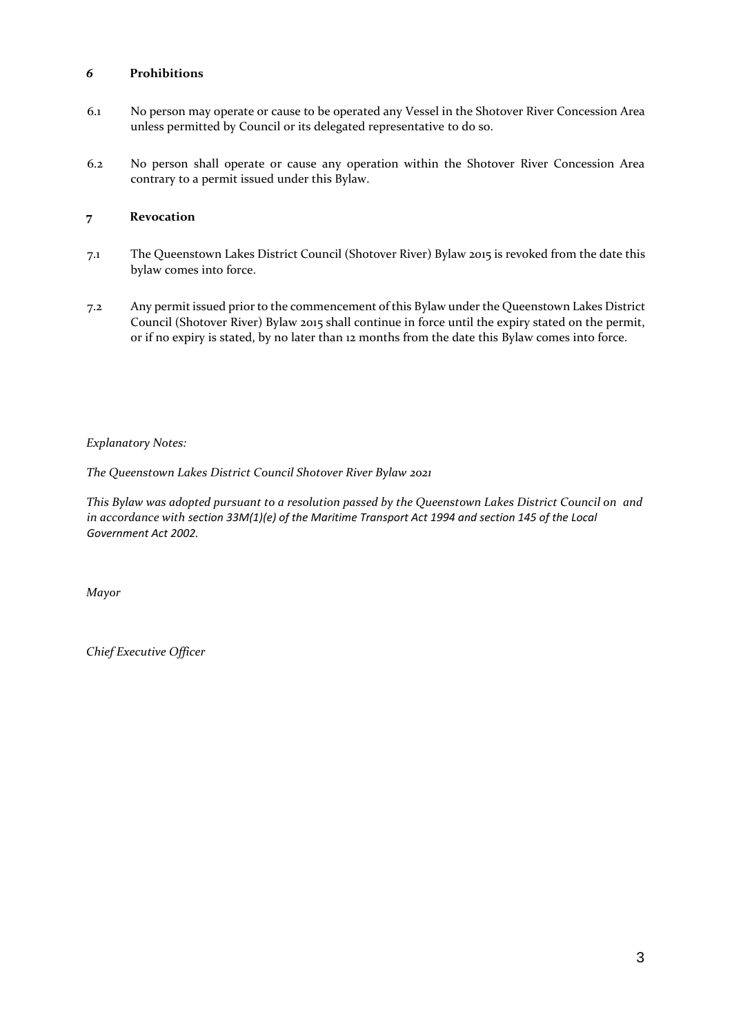## *6* Prohibitions

6.1 No person may operate or cause to be operated any Vessel in the Shotover River Concession Area unless permitted by Council or its delegated representative to do so.

6.2 No person shall operate or cause any operation within the Shotover River Concession Area contrary to a permit issued under this Bylaw.

## 7 Revocation

7.1 The Queenstown Lakes District Council (Shotover River) Bylaw 2015 is revoked from the date this bylaw comes into force.

7.2 Any permit issued prior to the commencement of this Bylaw under the Queenstown Lakes District Council (Shotover River) Bylaw 2015 shall continue in force until the expiry stated on the permit, or if no expiry is stated, by no later than 12 months from the date this Bylaw comes into force.

*Explanatory Notes:*

*The Queenstown Lakes District Council Shotover River Bylaw 2021*

*This Bylaw was adopted pursuant to a resolution passed by the Queenstown Lakes District Council on and in accordance with section 33M(1)(e) of the Maritime Transport Act 1994 and section 145 of the Local Government Act 2002.*

*Mayor*

*Chief Executive Officer*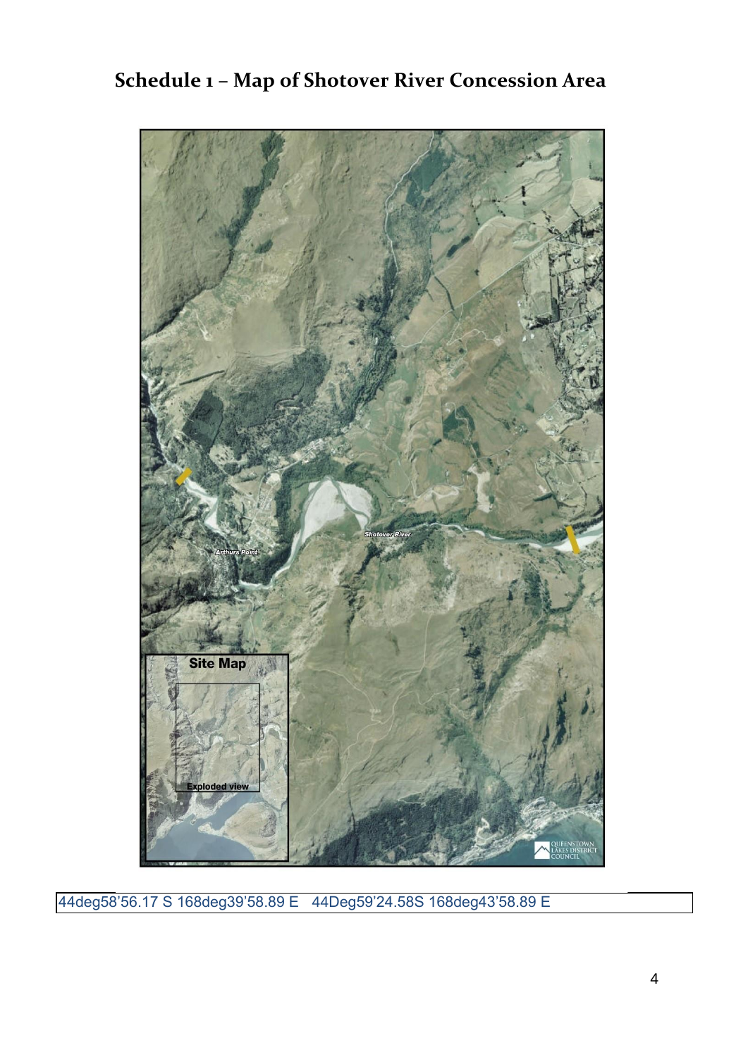# Schedule 1 – Map of Shotover River Concession Area

44deg58'56.17 S 168deg39'58.89 E   44Deg59'24.58S 168deg43'58.89 E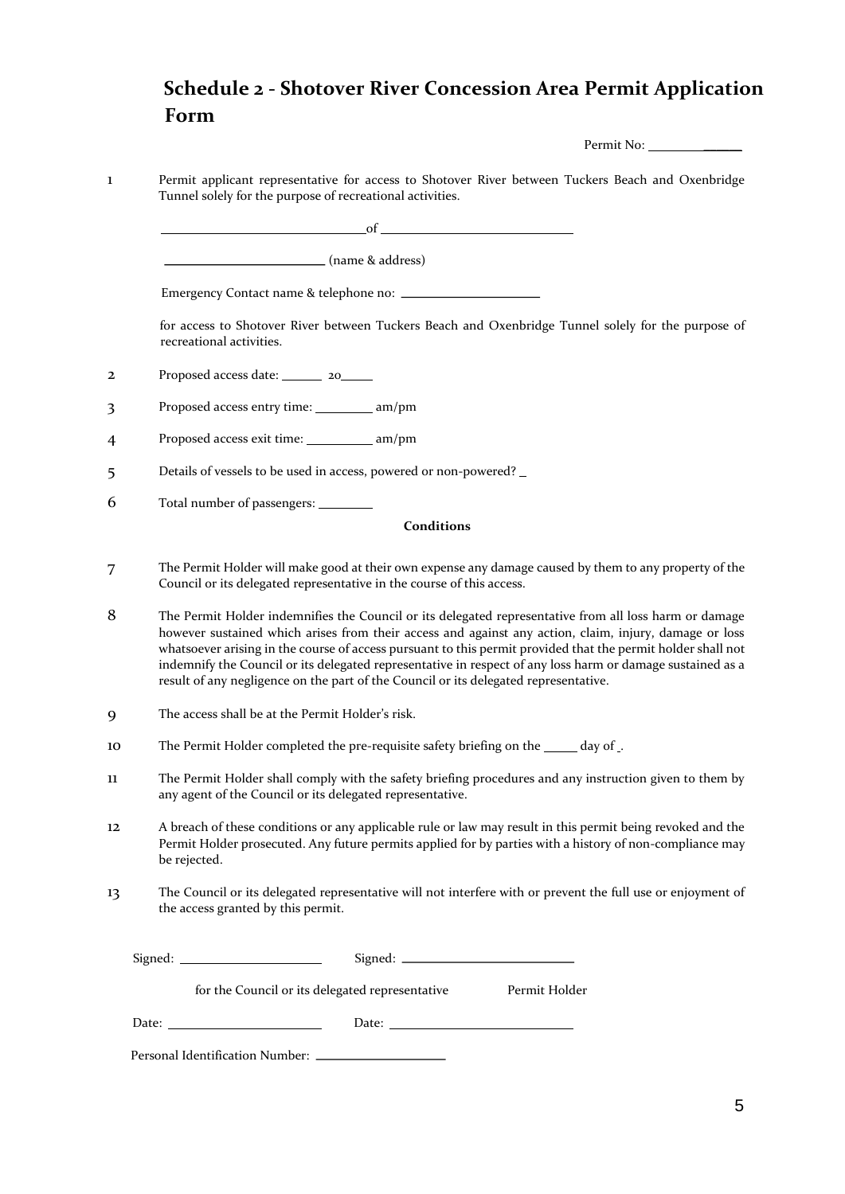# Schedule 2 - Shotover River Concession Area Permit Application Form

Permit No: ____________

1. Permit applicant representative for access to Shotover River between Tuckers Beach and Oxenbridge Tunnel solely for the purpose of recreational activities.

   ______________________________ of ______________________________

   ________________________ (name & address)

   Emergency Contact name & telephone no: ____________________

   for access to Shotover River between Tuckers Beach and Oxenbridge Tunnel solely for the purpose of recreational activities.

2. Proposed access date: ______ 20_____

3. Proposed access entry time: ________ am/pm

4. Proposed access exit time: __________ am/pm

5. Details of vessels to be used in access, powered or non-powered? _

6. Total number of passengers: ________

**Conditions**

7. The Permit Holder will make good at their own expense any damage caused by them to any property of the Council or its delegated representative in the course of this access.

8. The Permit Holder indemnifies the Council or its delegated representative from all loss harm or damage however sustained which arises from their access and against any action, claim, injury, damage or loss whatsoever arising in the course of access pursuant to this permit provided that the permit holder shall not indemnify the Council or its delegated representative in respect of any loss harm or damage sustained as a result of any negligence on the part of the Council or its delegated representative.

9. The access shall be at the Permit Holder's risk.

10. The Permit Holder completed the pre-requisite safety briefing on the _____ day of _.

11. The Permit Holder shall comply with the safety briefing procedures and any instruction given to them by any agent of the Council or its delegated representative.

12. A breach of these conditions or any applicable rule or law may result in this permit being revoked and the Permit Holder prosecuted. Any future permits applied for by parties with a history of non-compliance may be rejected.

13. The Council or its delegated representative will not interfere with or prevent the full use or enjoyment of the access granted by this permit.

Signed: ____________________ Signed: ________________________

for the Council or its delegated representative Permit Holder

Date: ______________________ Date: __________________________

Personal Identification Number: __________________